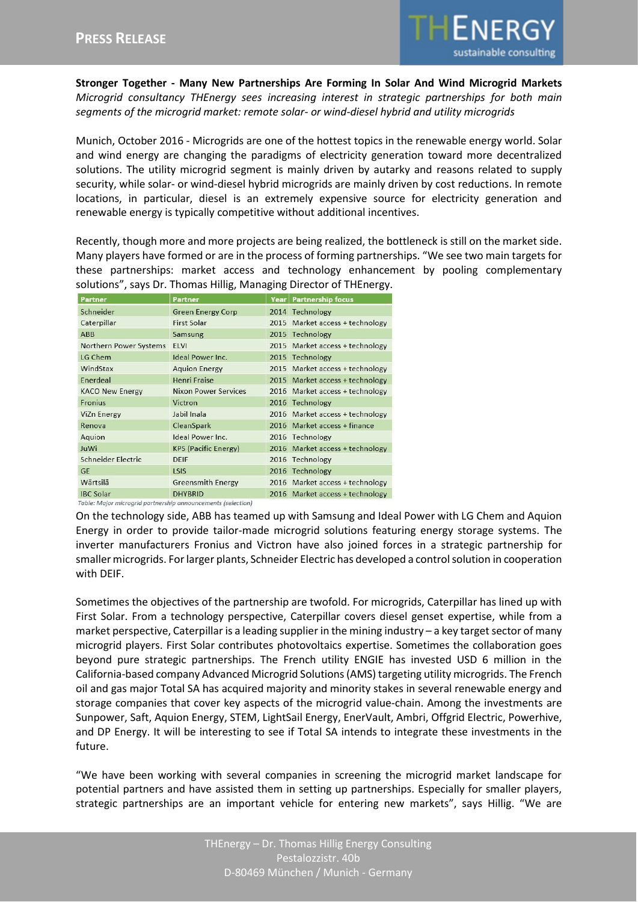**Press Release**

**Stronger Together - Many New Partnerships Are Forming In Solar And Wind Microgrid Markets**

*Microgrid consultancy THEnergy sees increasing interest in strategic partnerships for both main segments of the microgrid market: remote solar- or wind-diesel hybrid and utility microgrids*

Munich, October 2016 - Microgrids are one of the hottest topics in the renewable energy world. Solar and wind energy are changing the paradigms of electricity generation toward more decentralized solutions. The utility microgrid segment is mainly driven by autarky and reasons related to supply security, while solar- or wind-diesel hybrid microgrids are mainly driven by cost reductions. In remote locations, in particular, diesel is an extremely expensive source for electricity generation and renewable energy is typically competitive without additional incentives.

Recently, though more and more projects are being realized, the bottleneck is still on the market side. Many players have formed or are in the process of forming partnerships. “We see two main targets for these partnerships: market access and technology enhancement by pooling complementary solutions”, says Dr. Thomas Hillig, Managing Director of THEnergy.

| Partner | Partner | Year | Partnership focus |
|---|---|---|---|
| Schneider | Green Energy Corp | 2014 | Technology |
| Caterpillar | First Solar | 2015 | Market access + technology |
| ABB | Samsung | 2015 | Technology |
| Northern Power Systems | ELVI | 2015 | Market access + technology |
| LG Chem | Ideal Power Inc. | 2015 | Technology |
| WindStax | Aquion Energy | 2015 | Market access + technology |
| Enerdeal | Henri Fraise | 2015 | Market access + technology |
| KACO New Energy | Nixon Power Services | 2016 | Market access + technology |
| Fronius | Victron | 2016 | Technology |
| ViZn Energy | Jabil Inala | 2016 | Market access + technology |
| Renova | CleanSpark | 2016 | Market access + finance |
| Aquion | Ideal Power Inc. | 2016 | Technology |
| JuWi | KPS (Pacific Energy) | 2016 | Market access + technology |
| Schneider Electric | DEIF | 2016 | Technology |
| GE | LSIS | 2016 | Technology |
| Wärtsilä | Greensmith Energy | 2016 | Market access + technology |
| IBC Solar | DHYBRID | 2016 | Market access + technology |

*Table: Major microgrid partnership announcements (selection)*

On the technology side, ABB has teamed up with Samsung and Ideal Power with LG Chem and Aquion Energy in order to provide tailor-made microgrid solutions featuring energy storage systems. The inverter manufacturers Fronius and Victron have also joined forces in a strategic partnership for smaller microgrids. For larger plants, Schneider Electric has developed a control solution in cooperation with DEIF.

Sometimes the objectives of the partnership are twofold. For microgrids, Caterpillar has lined up with First Solar. From a technology perspective, Caterpillar covers diesel genset expertise, while from a market perspective, Caterpillar is a leading supplier in the mining industry – a key target sector of many microgrid players. First Solar contributes photovoltaics expertise. Sometimes the collaboration goes beyond pure strategic partnerships. The French utility ENGIE has invested USD 6 million in the California-based company Advanced Microgrid Solutions (AMS) targeting utility microgrids. The French oil and gas major Total SA has acquired majority and minority stakes in several renewable energy and storage companies that cover key aspects of the microgrid value-chain. Among the investments are Sunpower, Saft, Aquion Energy, STEM, LightSail Energy, EnerVault, Ambri, Offgrid Electric, Powerhive, and DP Energy. It will be interesting to see if Total SA intends to integrate these investments in the future.

“We have been working with several companies in screening the microgrid market landscape for potential partners and have assisted them in setting up partnerships. Especially for smaller players, strategic partnerships are an important vehicle for entering new markets”, says Hillig. “We are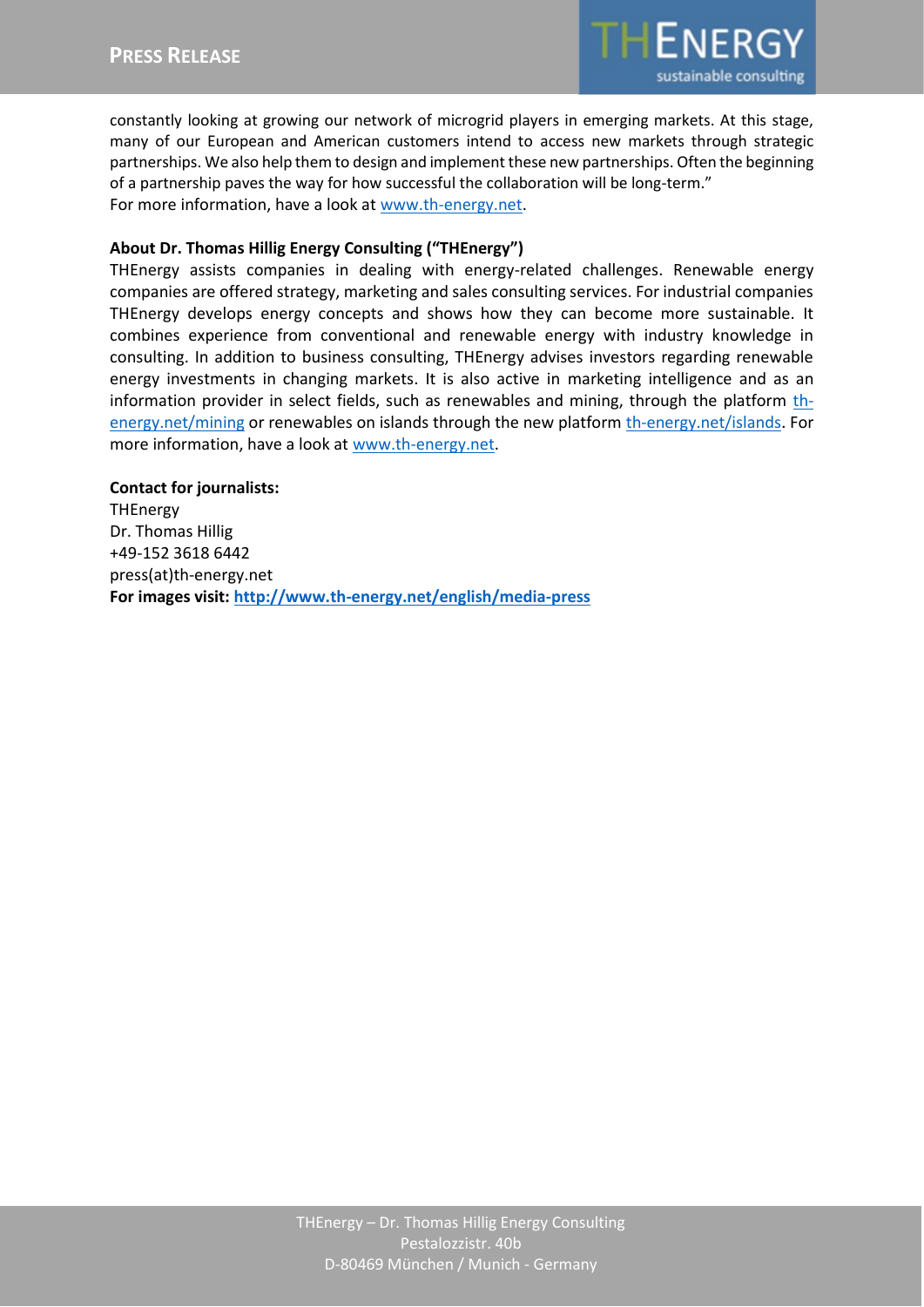constantly looking at growing our network of microgrid players in emerging markets. At this stage, many of our European and American customers intend to access new markets through strategic partnerships. We also help them to design and implement these new partnerships. Often the beginning of a partnership paves the way for how successful the collaboration will be long-term."
For more information, have a look at www.th-energy.net.

**About Dr. Thomas Hillig Energy Consulting ("THEnergy")**

THEnergy assists companies in dealing with energy-related challenges. Renewable energy companies are offered strategy, marketing and sales consulting services. For industrial companies THEnergy develops energy concepts and shows how they can become more sustainable. It combines experience from conventional and renewable energy with industry knowledge in consulting. In addition to business consulting, THEnergy advises investors regarding renewable energy investments in changing markets. It is also active in marketing intelligence and as an information provider in select fields, such as renewables and mining, through the platform th-energy.net/mining or renewables on islands through the new platform th-energy.net/islands. For more information, have a look at www.th-energy.net.

**Contact for journalists:**
THEnergy
Dr. Thomas Hillig
+49-152 3618 6442
press(at)th-energy.net
**For images visit: http://www.th-energy.net/english/media-press**